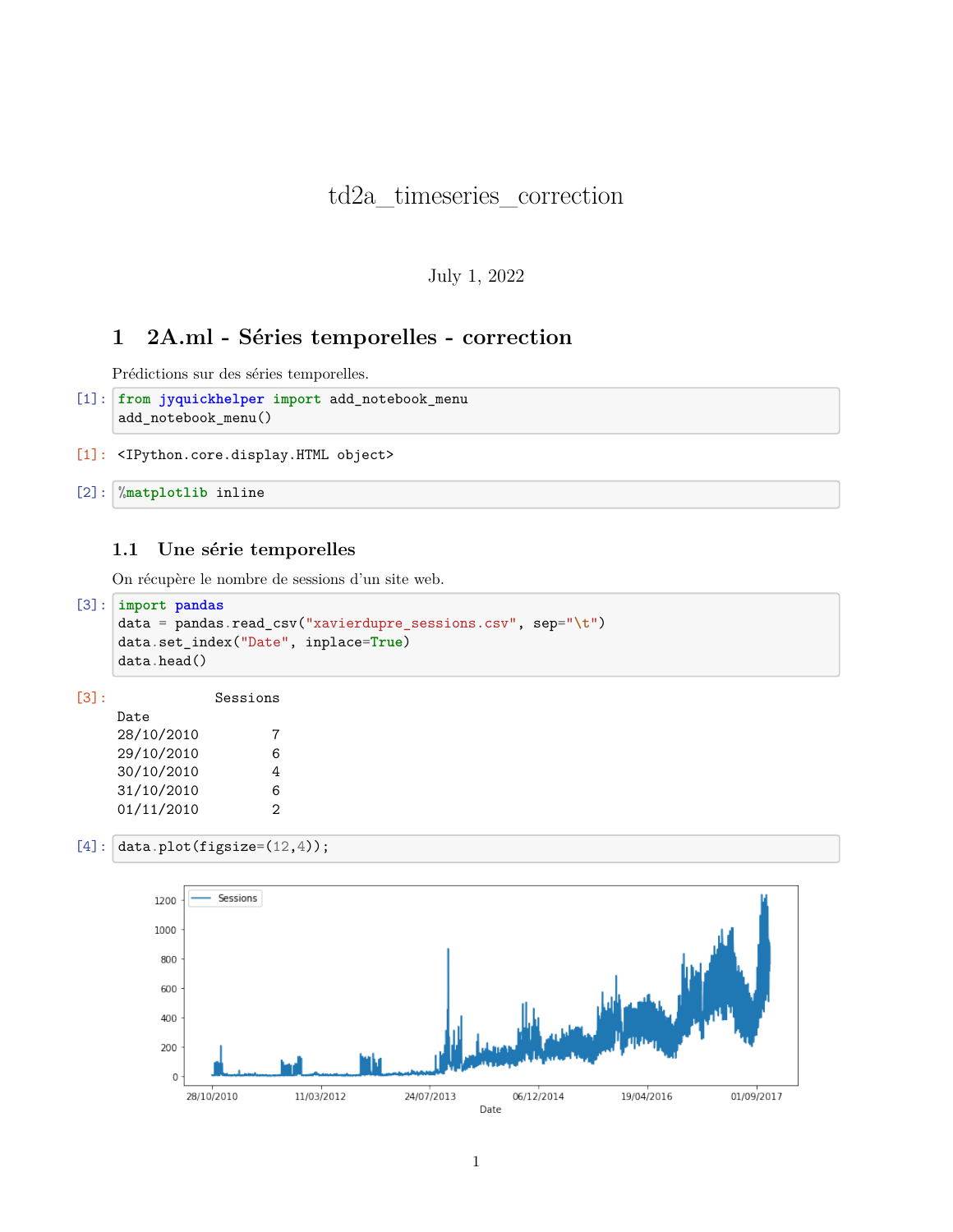# td2a_timeseries_correction

July 1, 2022

## 1 2A.ml - Séries temporelles - correction

Prédictions sur des séries temporelles.

[1]:
```
from jyquickhelper import add_notebook_menu
add_notebook_menu()
```

[1]:
```
<IPython.core.display.HTML object>
```

[2]:
```
%matplotlib inline
```

### 1.1 Une série temporelles

On récupère le nombre de sessions d'un site web.

[3]:
```
import pandas
data = pandas.read_csv("xavierdupre_sessions.csv", sep="\t")
data.set_index("Date", inplace=True)
data.head()
```

[3]:
```
            Sessions
Date
28/10/2010         7
29/10/2010         6
30/10/2010         4
31/10/2010         6
01/11/2010         2
```

[4]:
```
data.plot(figsize=(12,4));
```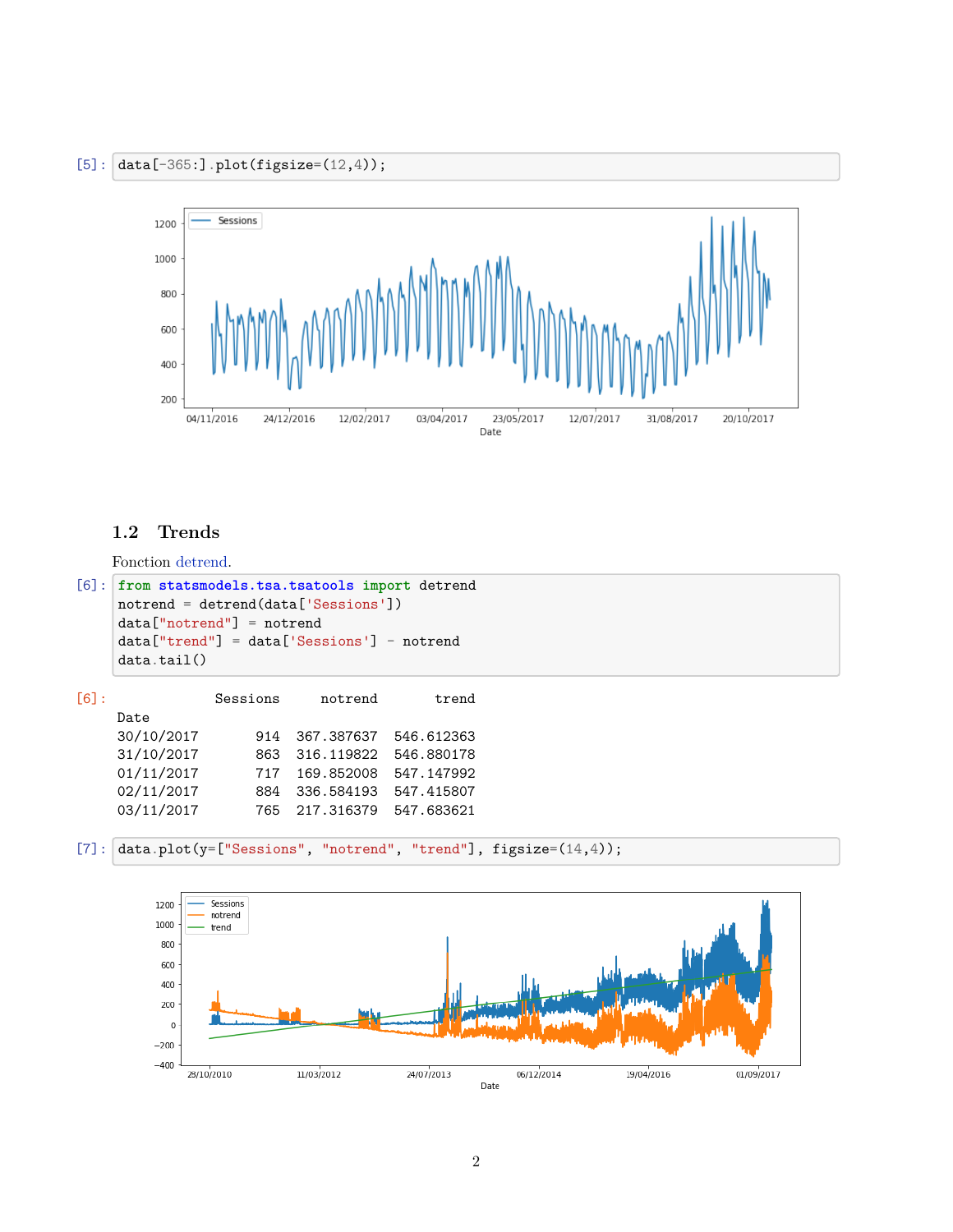```
[5]: data[-365:].plot(figsize=(12,4));
```

## 1.2 Trends

Fonction detrend.

```
[6]: from statsmodels.tsa.tsatools import detrend
notrend = detrend(data['Sessions'])
data["notrend"] = notrend
data["trend"] = data['Sessions'] - notrend
data.tail()
```

```
[6]:            Sessions     notrend        trend
Date
30/10/2017       914  367.387637  546.612363
31/10/2017       863  316.119822  546.880178
01/11/2017       717  169.852008  547.147992
02/11/2017       884  336.584193  547.415807
03/11/2017       765  217.316379  547.683621
```

```
[7]: data.plot(y=["Sessions", "notrend", "trend"], figsize=(14,4));
```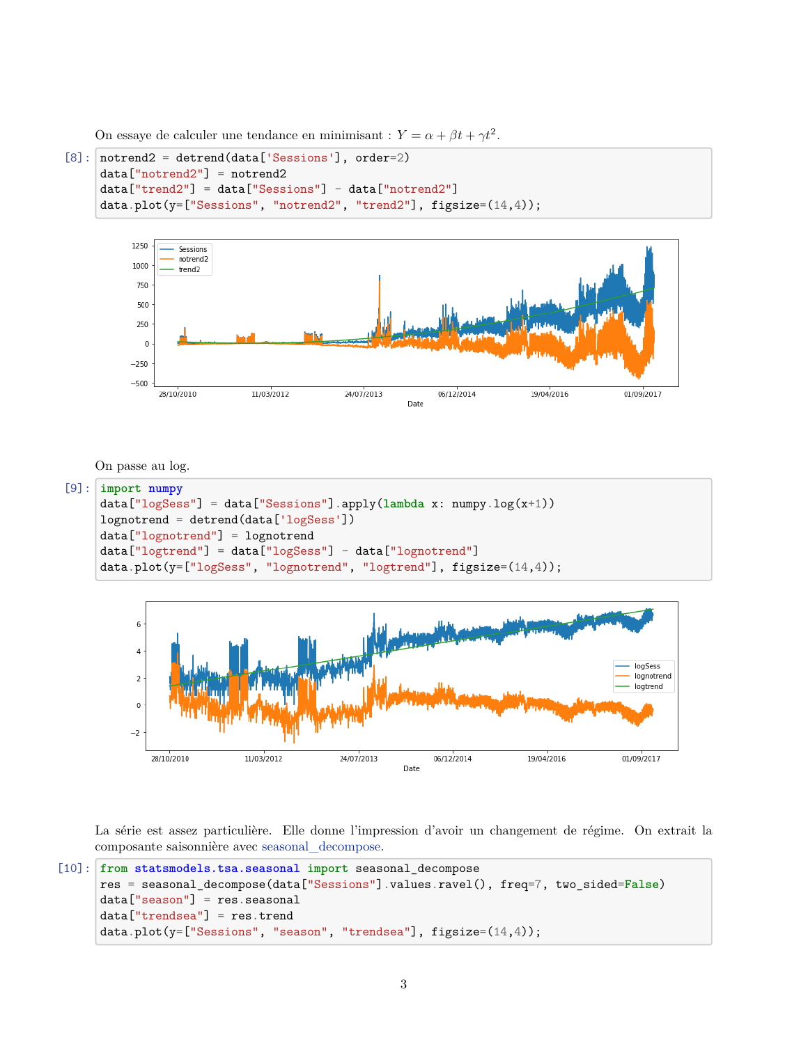On essaye de calculer une tendance en minimisant : $Y = \alpha + \beta t + \gamma t^2$.

```
[8]: notrend2 = detrend(data['Sessions'], order=2)
     data["notrend2"] = notrend2
     data["trend2"] = data["Sessions"] - data["notrend2"]
     data.plot(y=["Sessions", "notrend2", "trend2"], figsize=(14,4));
```

On passe au log.

```
[9]: import numpy
     data["logSess"] = data["Sessions"].apply(lambda x: numpy.log(x+1))
     lognotrend = detrend(data['logSess'])
     data["lognotrend"] = lognotrend
     data["logtrend"] = data["logSess"] - data["lognotrend"]
     data.plot(y=["logSess", "lognotrend", "logtrend"], figsize=(14,4));
```

La série est assez particulière. Elle donne l'impression d'avoir un changement de régime. On extrait la composante saisonnière avec seasonal_decompose.

```
[10]: from statsmodels.tsa.seasonal import seasonal_decompose
      res = seasonal_decompose(data["Sessions"].values.ravel(), freq=7, two_sided=False)
      data["season"] = res.seasonal
      data["trendsea"] = res.trend
      data.plot(y=["Sessions", "season", "trendsea"], figsize=(14,4));
```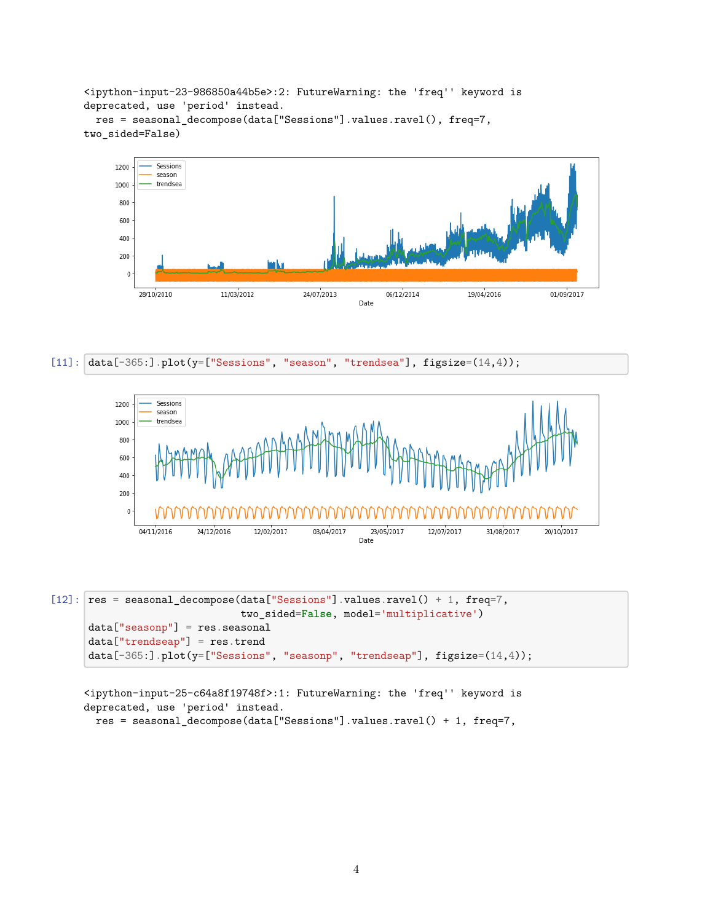```
<ipython-input-23-986850a44b5e>:2: FutureWarning: the 'freq'' keyword is
deprecated, use 'period' instead.
  res = seasonal_decompose(data["Sessions"].values.ravel(), freq=7,
two_sided=False)
```

```
[11]: data[-365:].plot(y=["Sessions", "season", "trendsea"], figsize=(14,4));
```

```
[12]: res = seasonal_decompose(data["Sessions"].values.ravel() + 1, freq=7,
                             two_sided=False, model='multiplicative')
      data["seasonp"] = res.seasonal
      data["trendseap"] = res.trend
      data[-365:].plot(y=["Sessions", "seasonp", "trendseap"], figsize=(14,4));
```

```
<ipython-input-25-c64a8f19748f>:1: FutureWarning: the 'freq'' keyword is
deprecated, use 'period' instead.
  res = seasonal_decompose(data["Sessions"].values.ravel() + 1, freq=7,
```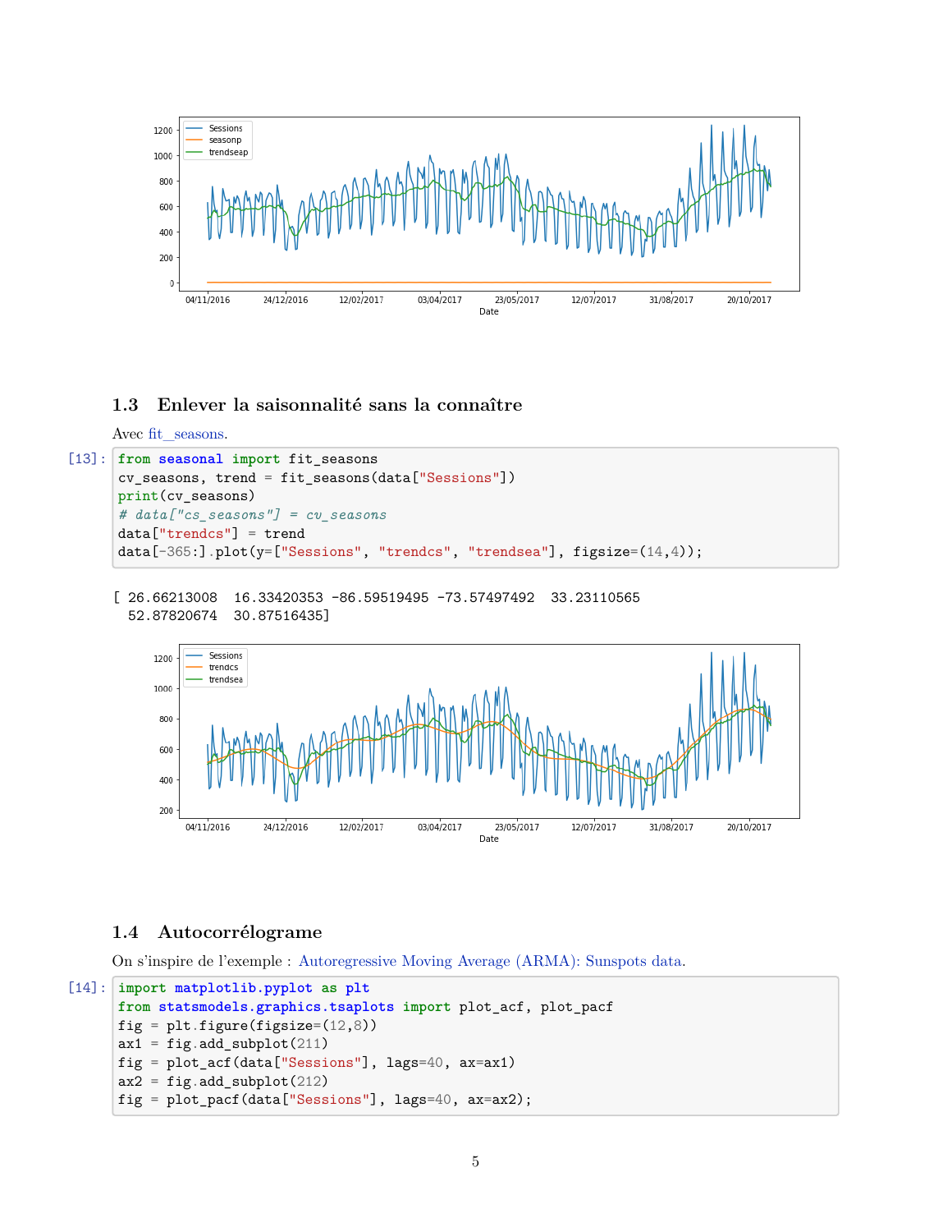## 1.3 Enlever la saisonnalité sans la connaître

Avec fit_seasons.

[13]:
```
from seasonal import fit_seasons
cv_seasons, trend = fit_seasons(data["Sessions"])
print(cv_seasons)
# data["cs_seasons"] = cv_seasons
data["trendcs"] = trend
data[-365:].plot(y=["Sessions", "trendcs", "trendsea"], figsize=(14,4));
```

```
[ 26.66213008  16.33420353 -86.59519495 -73.57497492  33.23110565
  52.87820674  30.87516435]
```

## 1.4 Autocorrélograme

On s'inspire de l'exemple : Autoregressive Moving Average (ARMA): Sunspots data.

[14]:
```
import matplotlib.pyplot as plt
from statsmodels.graphics.tsaplots import plot_acf, plot_pacf
fig = plt.figure(figsize=(12,8))
ax1 = fig.add_subplot(211)
fig = plot_acf(data["Sessions"], lags=40, ax=ax1)
ax2 = fig.add_subplot(212)
fig = plot_pacf(data["Sessions"], lags=40, ax=ax2);
```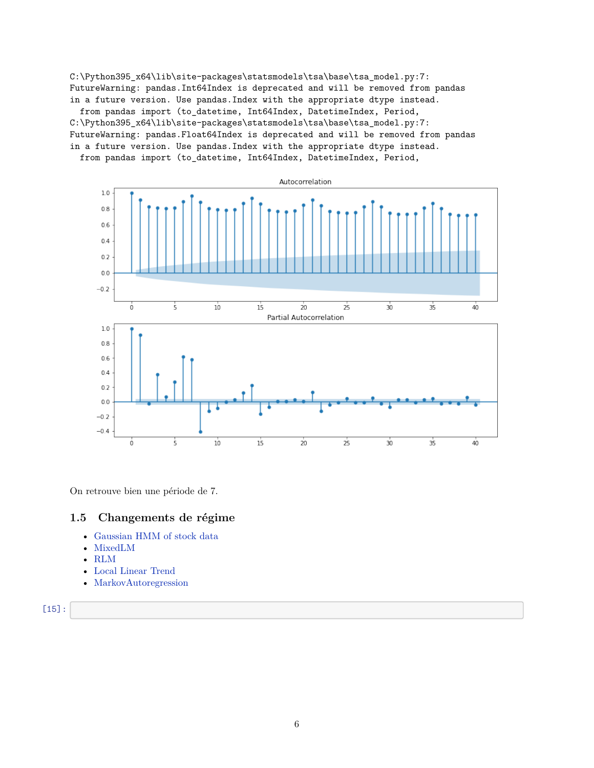```
C:\Python395_x64\lib\site-packages\statsmodels\tsa\base\tsa_model.py:7:
FutureWarning: pandas.Int64Index is deprecated and will be removed from pandas
in a future version. Use pandas.Index with the appropriate dtype instead.
  from pandas import (to_datetime, Int64Index, DatetimeIndex, Period,
C:\Python395_x64\lib\site-packages\statsmodels\tsa\base\tsa_model.py:7:
FutureWarning: pandas.Float64Index is deprecated and will be removed from pandas
in a future version. Use pandas.Index with the appropriate dtype instead.
  from pandas import (to_datetime, Int64Index, DatetimeIndex, Period,
```

Autocorrelation

1.0
0.8
0.6
0.4
0.2
0.0
−0.2

0 5 10 15 20 25 30 35 40

Partial Autocorrelation

1.0
0.8
0.6
0.4
0.2
0.0
−0.2
−0.4

0 5 10 15 20 25 30 35 40

On retrouve bien une période de 7.

### 1.5 Changements de régime

- Gaussian HMM of stock data
- MixedLM
- RLM
- Local Linear Trend
- MarkovAutoregression

[15]: